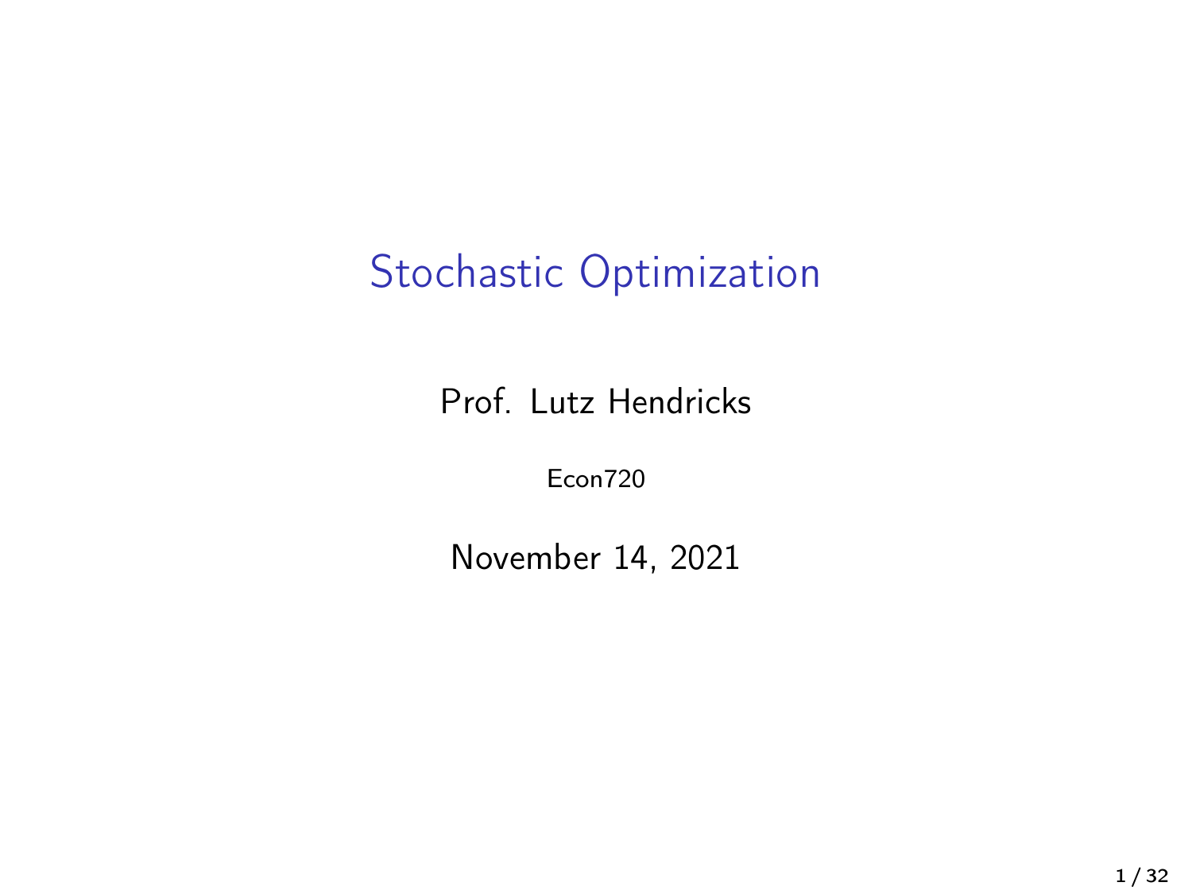# Stochastic Optimization

Prof. Lutz Hendricks

Econ720

November 14, 2021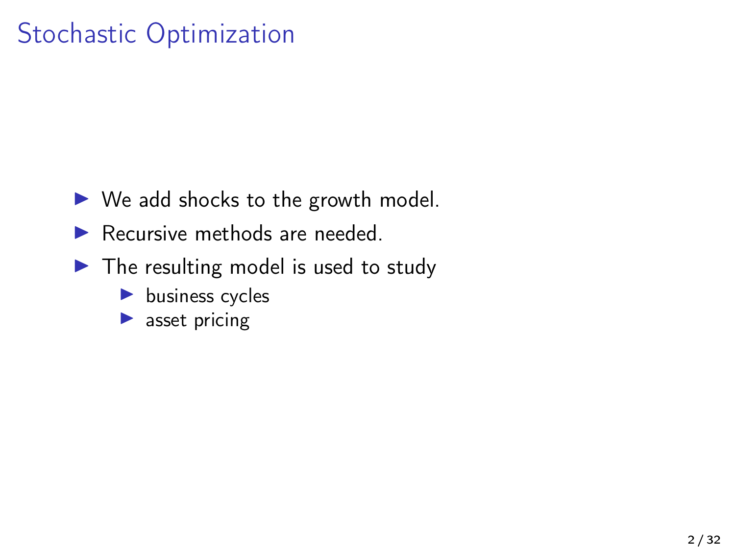# Stochastic Optimization

- We add shocks to the growth model.
- Recursive methods are needed.
- The resulting model is used to study
  - business cycles
  - asset pricing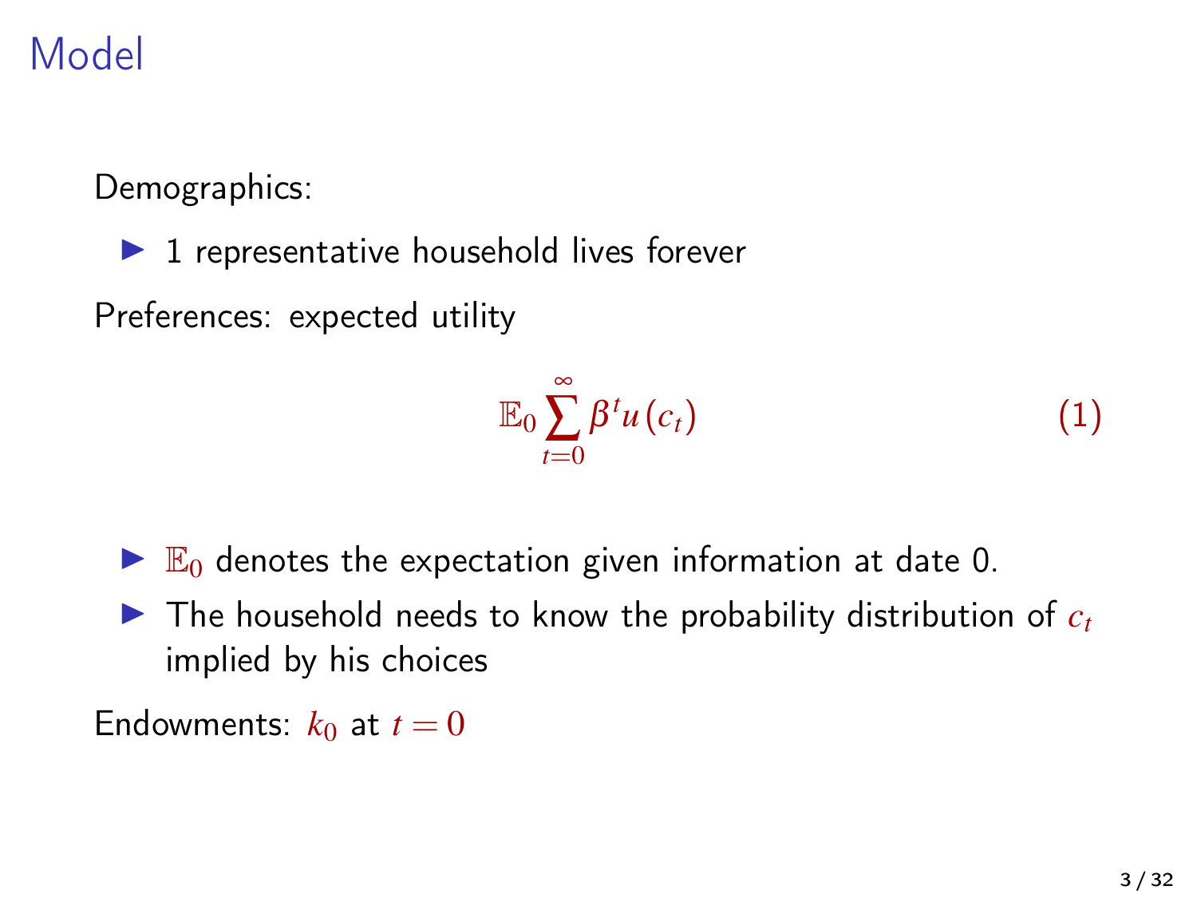# Model

Demographics:

- 1 representative household lives forever

Preferences: expected utility

$$\mathbb{E}_0 \sum_{t=0}^{\infty} \beta^t u(c_t) \tag{1}$$

- $\mathbb{E}_0$ denotes the expectation given information at date 0.
- The household needs to know the probability distribution of $c_t$ implied by his choices

Endowments: $k_0$ at $t = 0$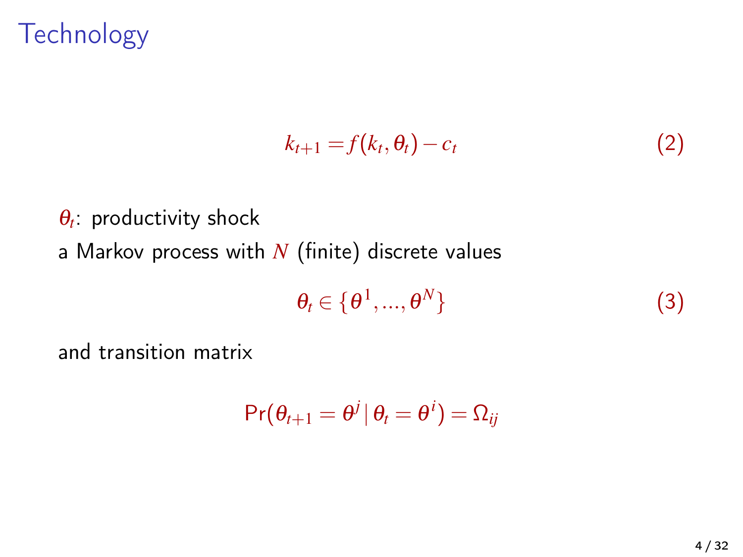# Technology

$$k_{t+1} = f(k_t, \theta_t) - c_t \tag{2}$$

$\theta_t$: productivity shock

a Markov process with $N$ (finite) discrete values

$$\theta_t \in \{\theta^1, ..., \theta^N\} \tag{3}$$

and transition matrix

$$\Pr(\theta_{t+1} = \theta^j \,|\, \theta_t = \theta^i) = \Omega_{ij}$$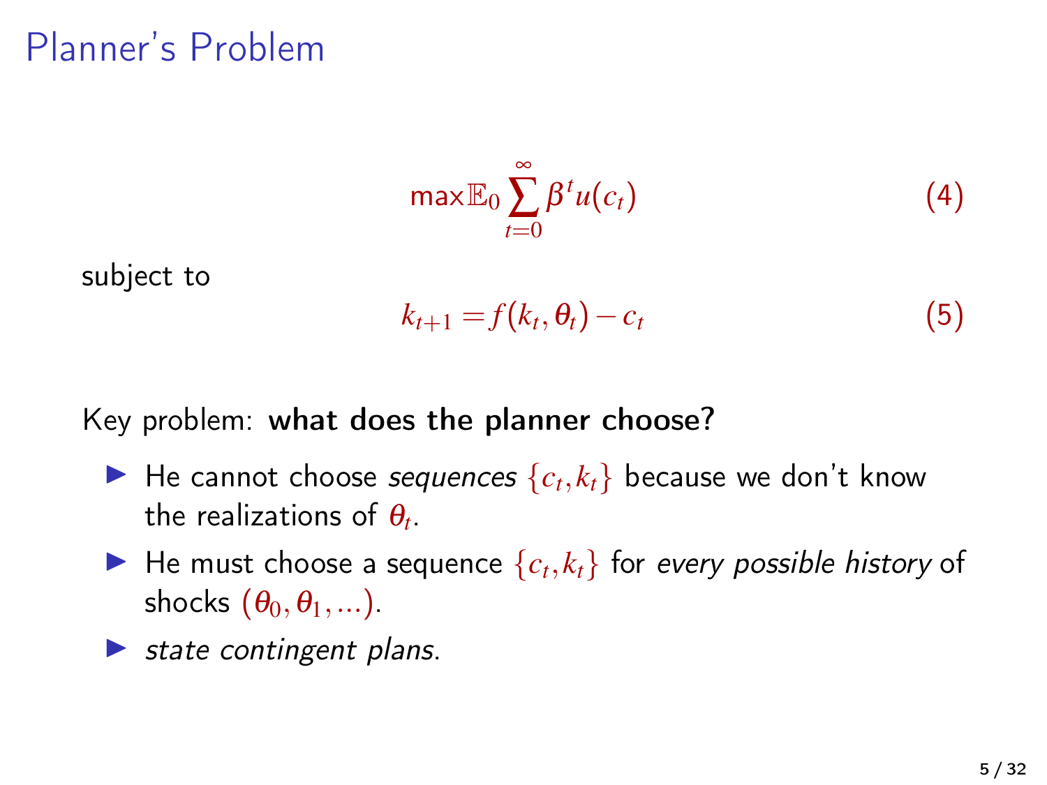# Planner's Problem

$$\max \mathbb{E}_0 \sum_{t=0}^{\infty} \beta^t u(c_t) \tag{4}$$

subject to

$$k_{t+1} = f(k_t, \theta_t) - c_t \tag{5}$$

Key problem: **what does the planner choose?**

- He cannot choose *sequences* $\{c_t, k_t\}$ because we don't know the realizations of $\theta_t$.
- He must choose a sequence $\{c_t, k_t\}$ for *every possible history* of shocks $(\theta_0, \theta_1, \ldots)$.
- *state contingent plans*.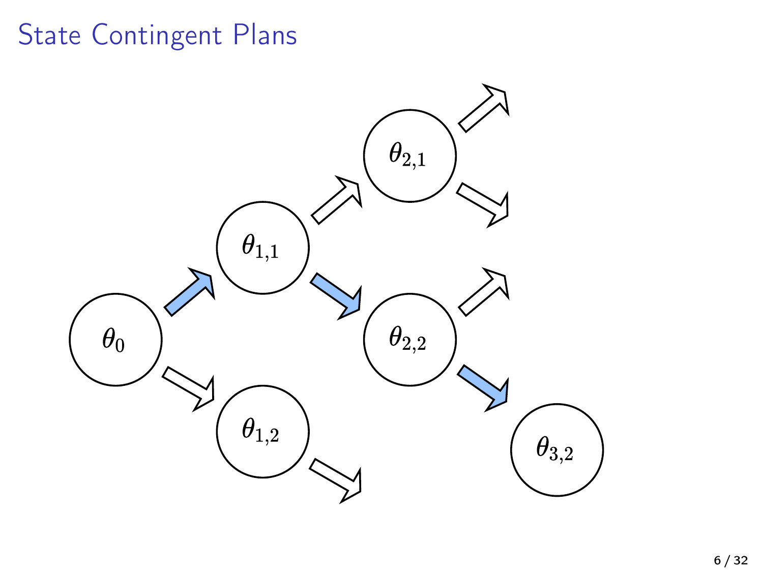# State Contingent Plans

$\theta_0$

$\theta_{1,1}$

$\theta_{1,2}$

$\theta_{2,1}$

$\theta_{2,2}$

$\theta_{3,2}$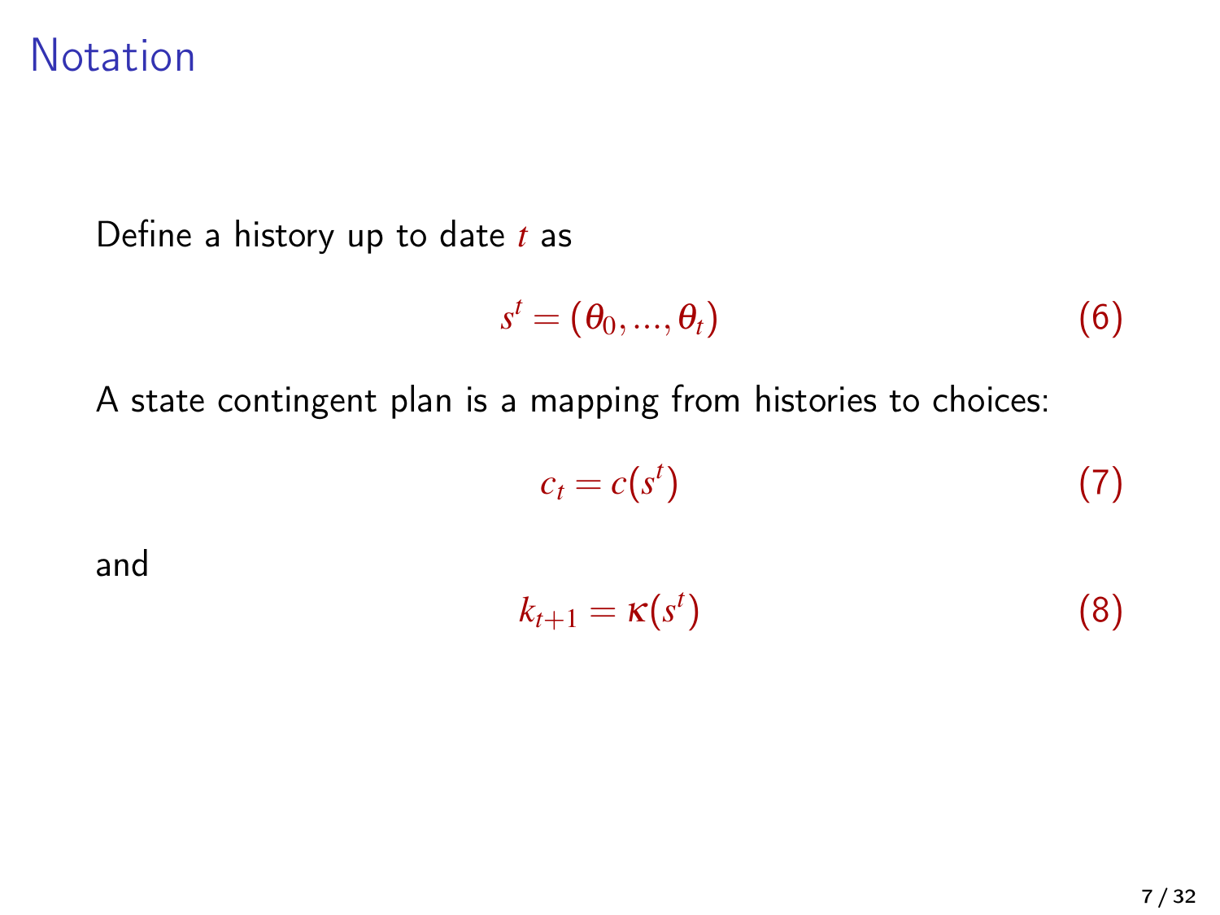# Notation

Define a history up to date $t$ as

$$s^t = (\theta_0, ..., \theta_t) \tag{6}$$

A state contingent plan is a mapping from histories to choices:

$$c_t = c(s^t) \tag{7}$$

and

$$k_{t+1} = \kappa(s^t) \tag{8}$$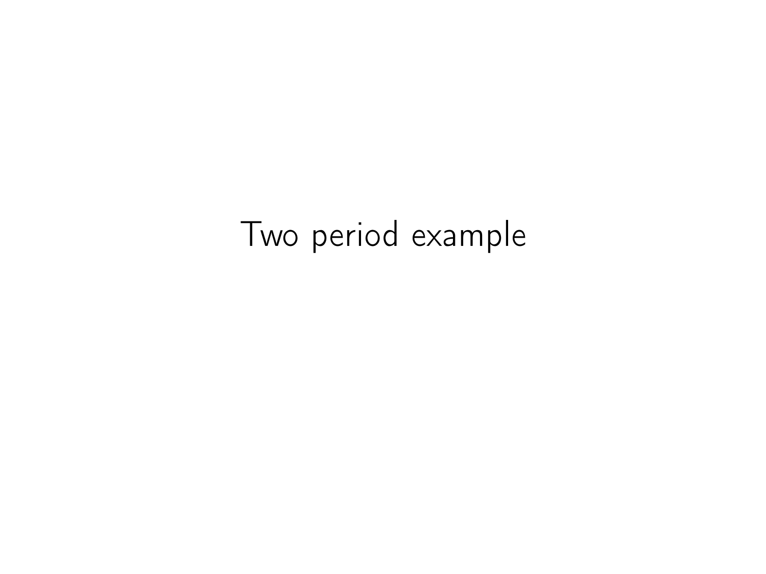# Two period example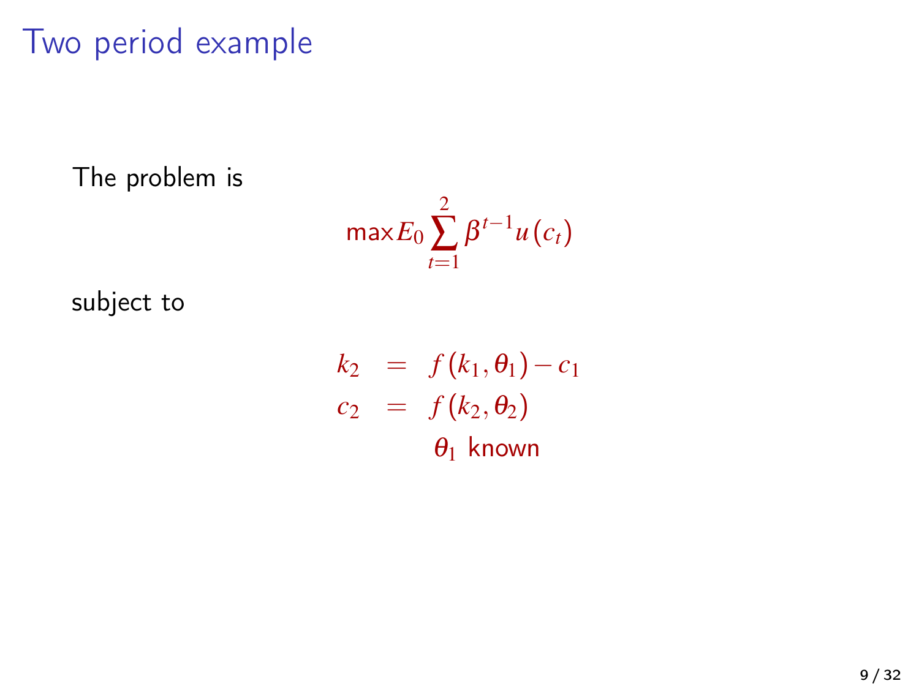# Two period example

The problem is

$$\max E_0 \sum_{t=1}^{2} \beta^{t-1} u(c_t)$$

subject to

$$\begin{aligned} k_2 &= f(k_1, \theta_1) - c_1 \\ c_2 &= f(k_2, \theta_2) \\ & \theta_1 \text{ known} \end{aligned}$$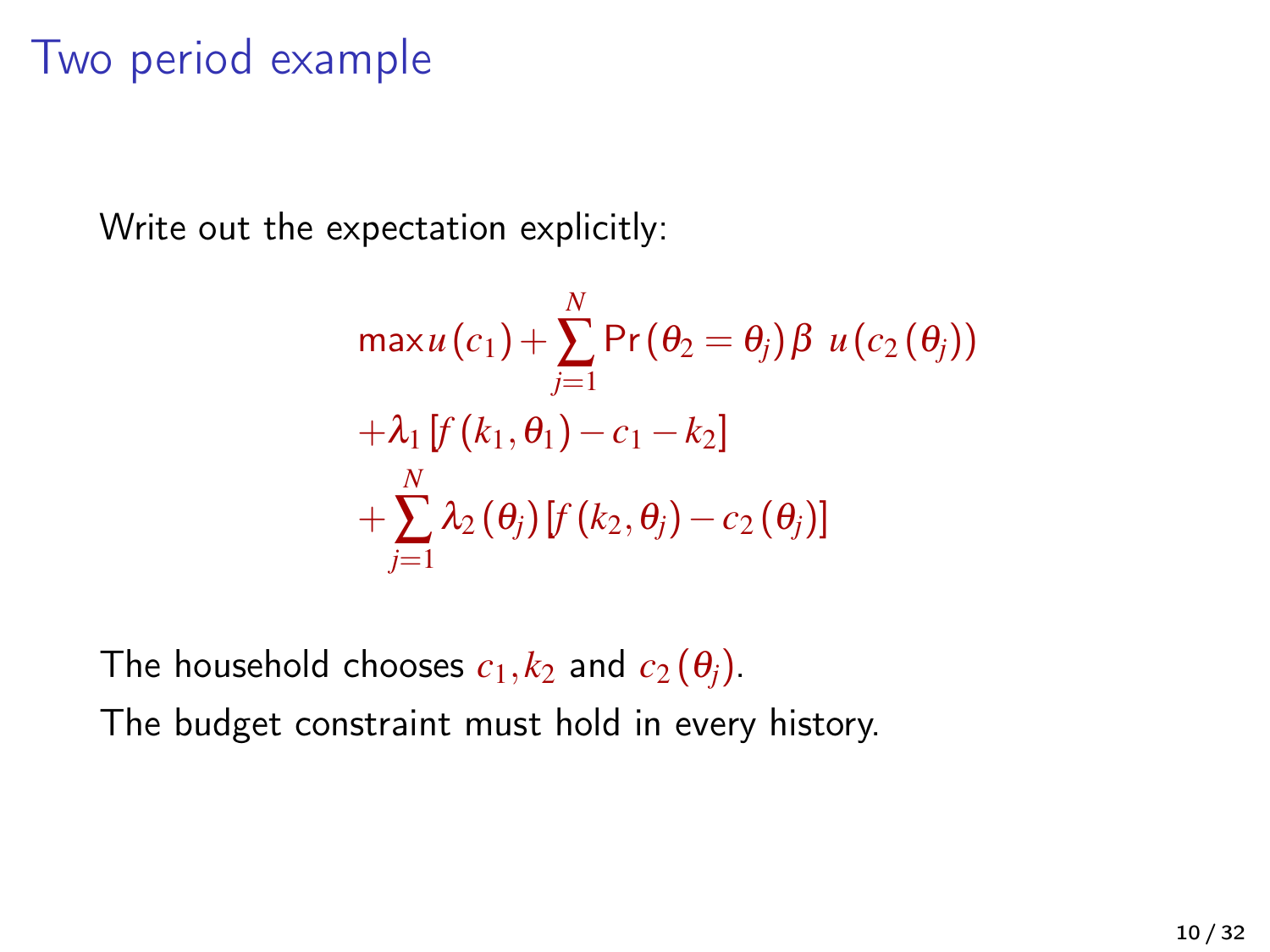# Two period example

Write out the expectation explicitly:

$$
\begin{aligned}
&\max u(c_1) + \sum_{j=1}^{N} \Pr(\theta_2 = \theta_j) \beta \; u(c_2(\theta_j)) \\
&+ \lambda_1 [f(k_1, \theta_1) - c_1 - k_2] \\
&+ \sum_{j=1}^{N} \lambda_2(\theta_j) [f(k_2, \theta_j) - c_2(\theta_j)]
\end{aligned}
$$

The household chooses $c_1, k_2$ and $c_2(\theta_j)$.

The budget constraint must hold in every history.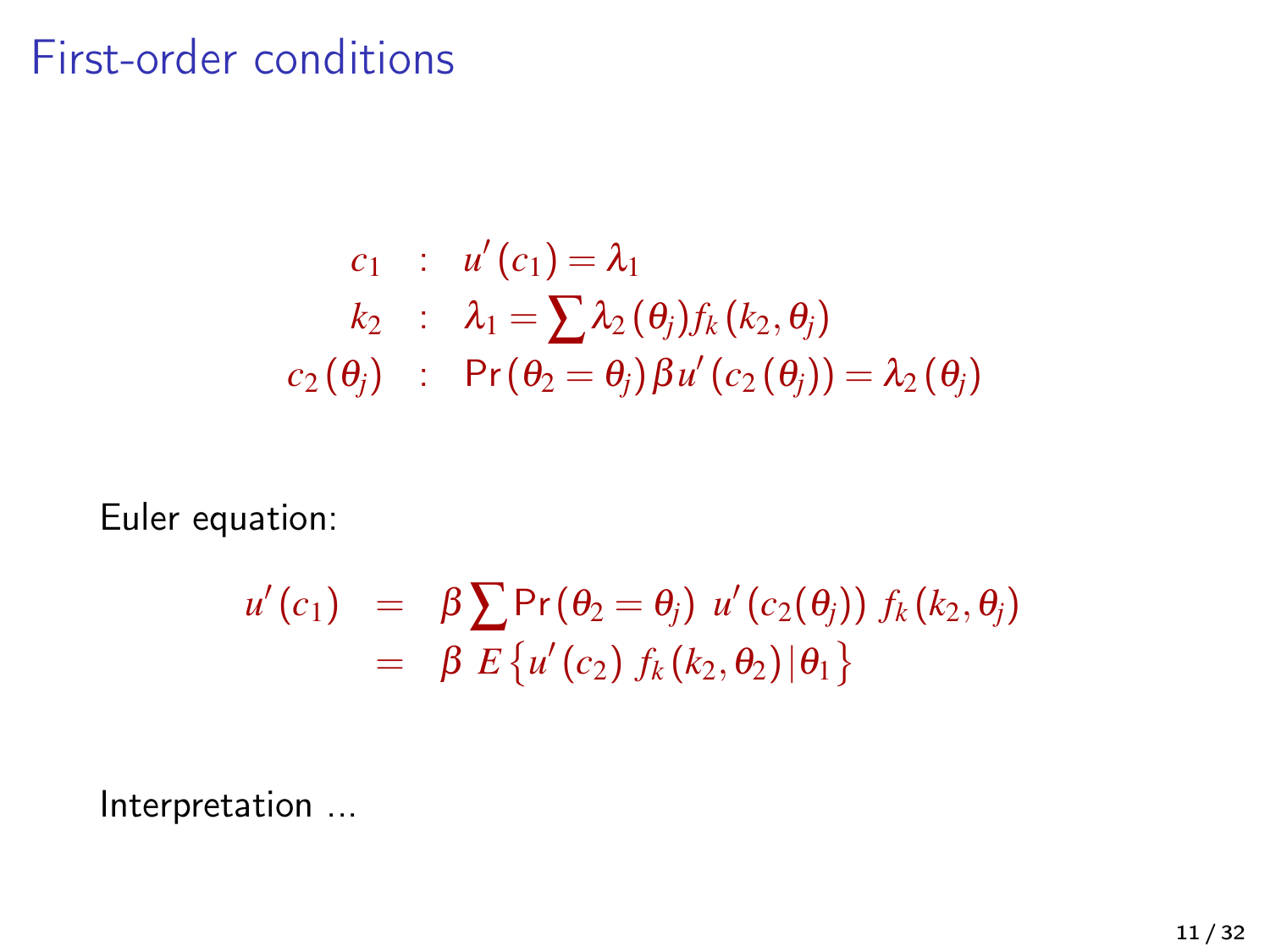# First-order conditions

$$
\begin{aligned}
c_1 &: \quad u'(c_1) = \lambda_1 \\
k_2 &: \quad \lambda_1 = \sum \lambda_2(\theta_j) f_k(k_2, \theta_j) \\
c_2(\theta_j) &: \quad \Pr(\theta_2 = \theta_j) \beta u'(c_2(\theta_j)) = \lambda_2(\theta_j)
\end{aligned}
$$

Euler equation:

$$
\begin{aligned}
u'(c_1) &= \beta \sum \Pr(\theta_2 = \theta_j) \; u'(c_2(\theta_j)) \; f_k(k_2, \theta_j) \\
&= \beta \; E\left\{ u'(c_2) \; f_k(k_2, \theta_2) | \theta_1 \right\}
\end{aligned}
$$

Interpretation ...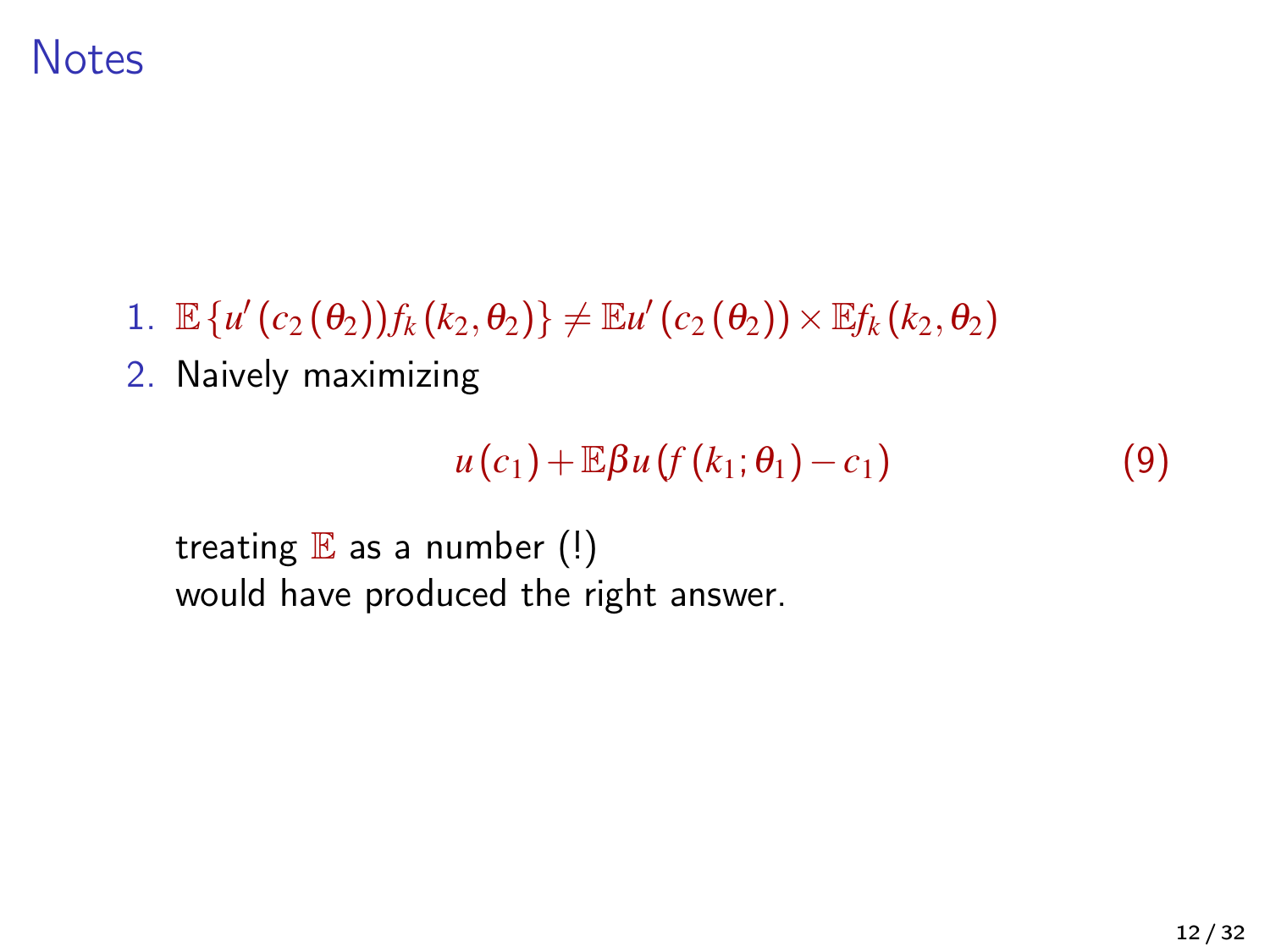# Notes

1. $\mathbb{E}\left\{u'\left(c_2\left(\theta_2\right)\right)f_k\left(k_2,\theta_2\right)\right\} \neq \mathbb{E}u'\left(c_2\left(\theta_2\right)\right) \times \mathbb{E}f_k\left(k_2,\theta_2\right)$
2. Naively maximizing

$$u\left(c_1\right) + \mathbb{E}\beta u\left(f\left(k_1;\theta_1\right) - c_1\right) \tag{9}$$

treating $\mathbb{E}$ as a number (!)
would have produced the right answer.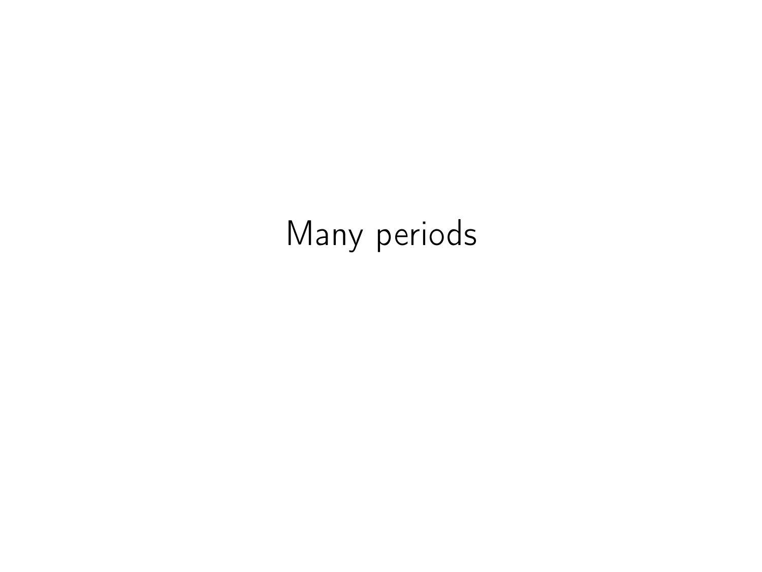# Many periods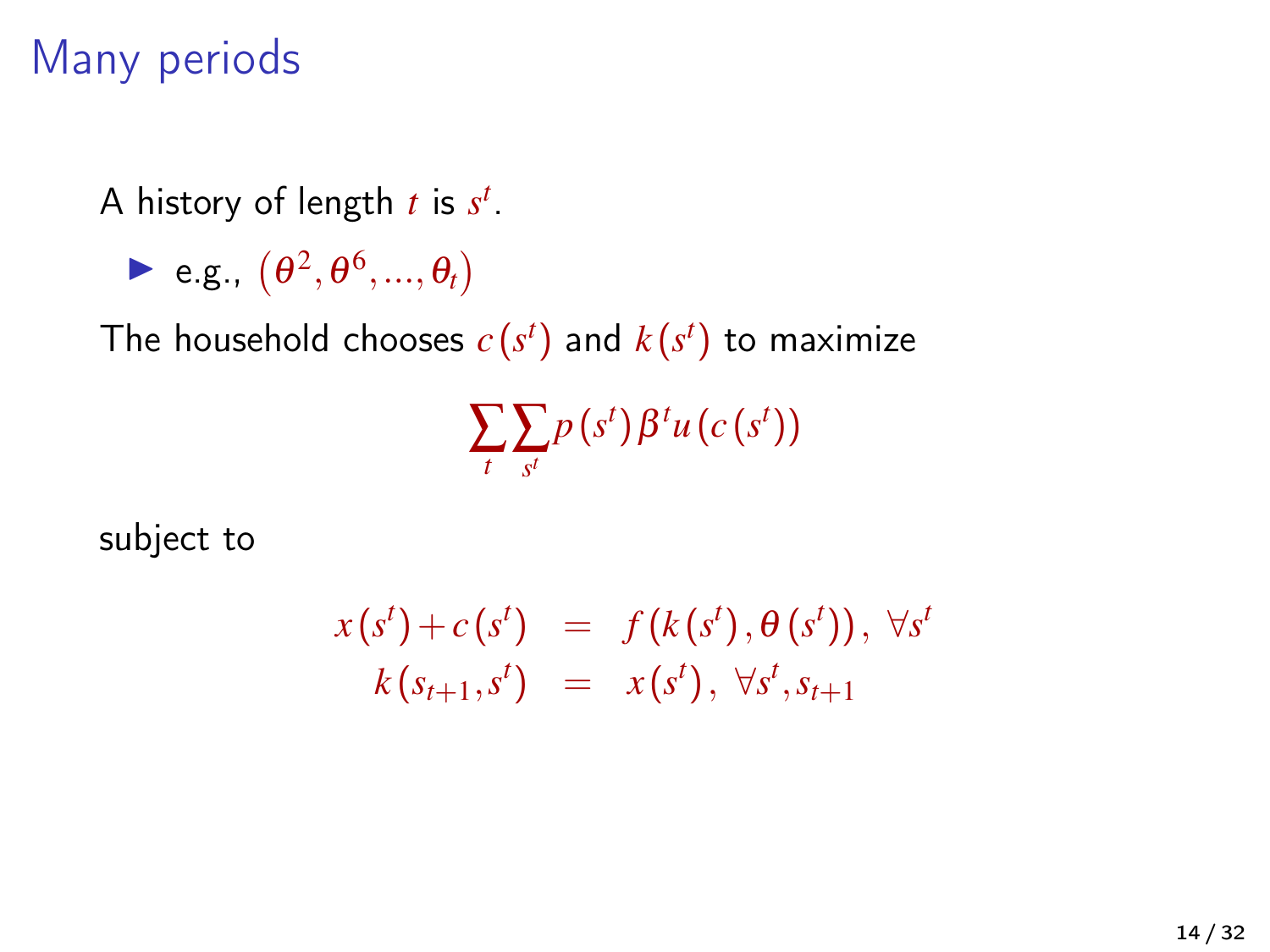# Many periods

A history of length $t$ is $s^t$.

- e.g., $(\theta^2, \theta^6, ..., \theta_t)$

The household chooses $c(s^t)$ and $k(s^t)$ to maximize

$$\sum_t \sum_{s^t} p(s^t) \beta^t u(c(s^t))$$

subject to

$$\begin{aligned} x(s^t) + c(s^t) &= f(k(s^t), \theta(s^t)), \ \forall s^t \\ k(s_{t+1}, s^t) &= x(s^t), \ \forall s^t, s_{t+1} \end{aligned}$$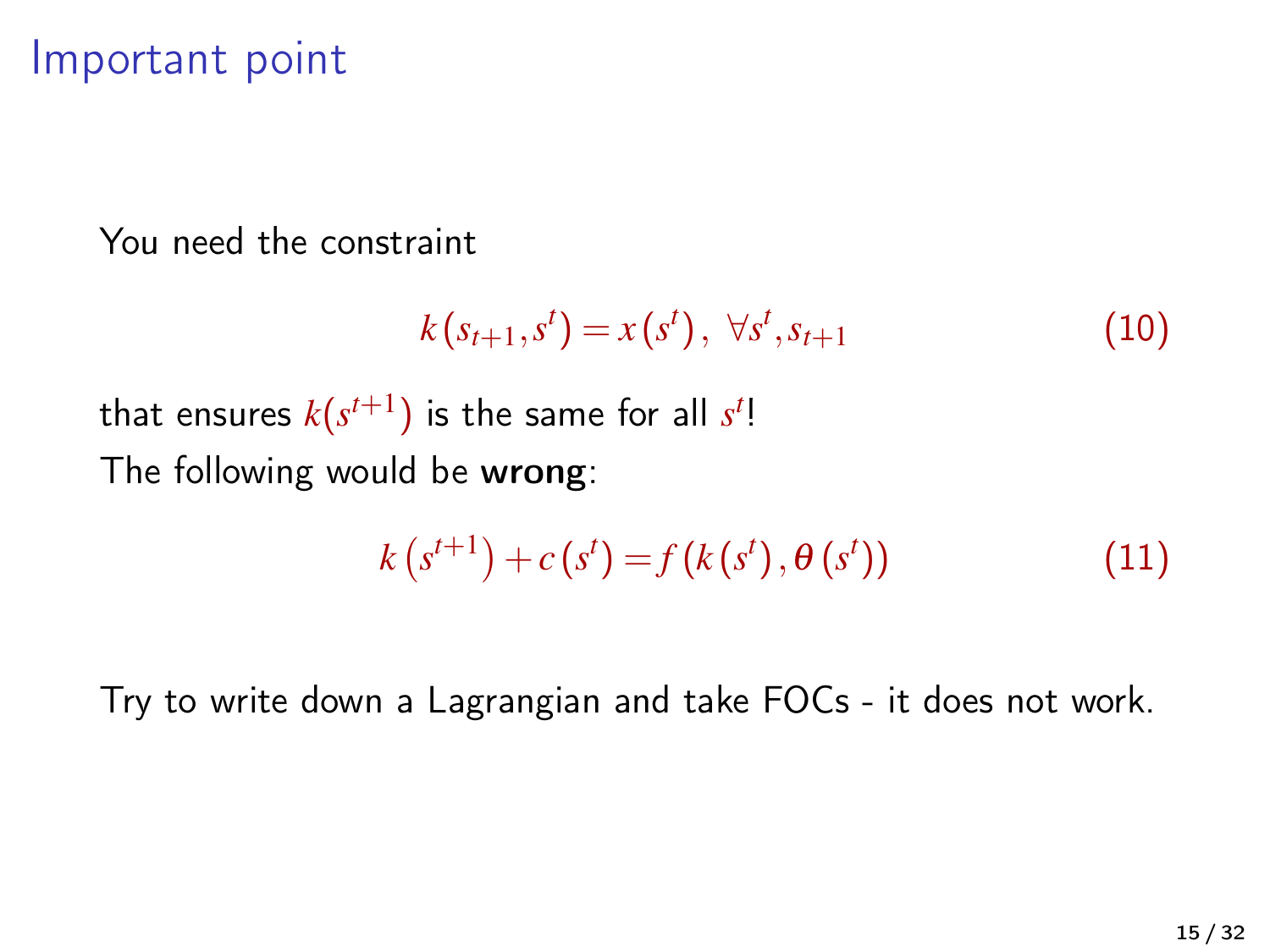# Important point

You need the constraint

$$k\left(s_{t+1},s^{t}\right)=x\left(s^{t}\right),\ \forall s^{t},s_{t+1} \tag{10}$$

that ensures $k(s^{t+1})$ is the same for all $s^t$!

The following would be **wrong**:

$$k\left(s^{t+1}\right)+c\left(s^{t}\right)=f\left(k\left(s^{t}\right),\theta\left(s^{t}\right)\right) \tag{11}$$

Try to write down a Lagrangian and take FOCs - it does not work.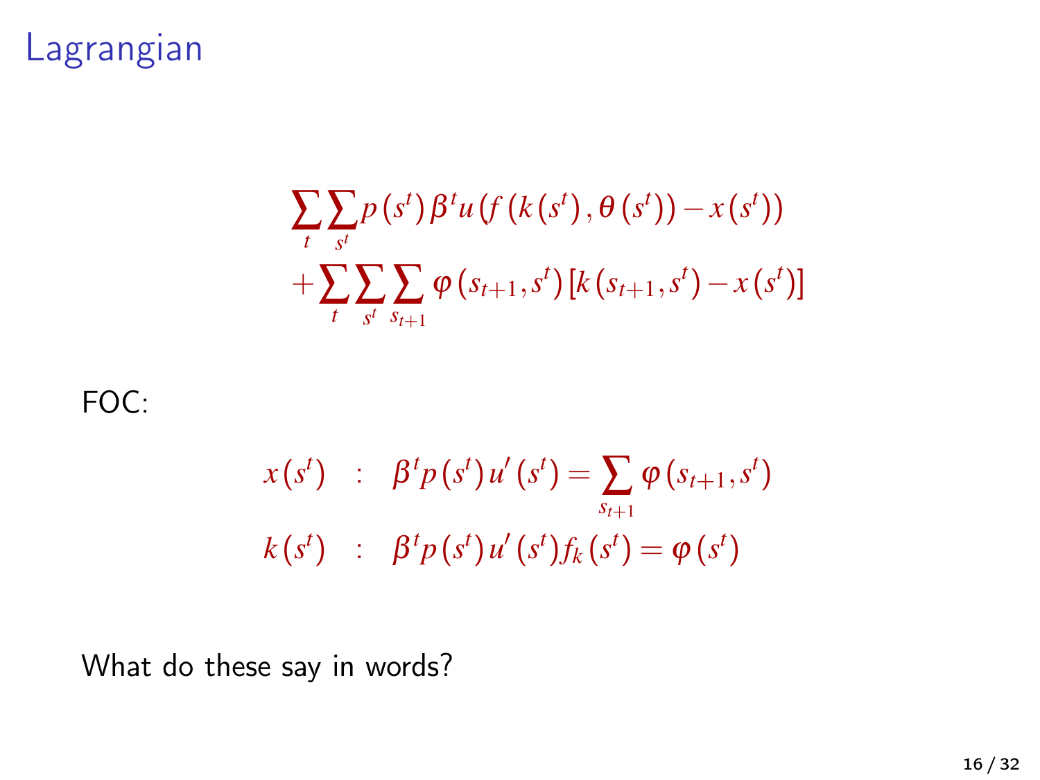# Lagrangian

$$
\begin{aligned}
&\sum_t \sum_{s^t} p\left(s^t\right) \beta^t u\left(f\left(k\left(s^t\right), \theta\left(s^t\right)\right) - x\left(s^t\right)\right) \\
&+ \sum_t \sum_{s^t} \sum_{s_{t+1}} \varphi\left(s_{t+1}, s^t\right) \left[k\left(s_{t+1}, s^t\right) - x\left(s^t\right)\right]
\end{aligned}
$$

FOC:

$$
\begin{aligned}
x\left(s^t\right) \quad &: \quad \beta^t p\left(s^t\right) u'\left(s^t\right) = \sum_{s_{t+1}} \varphi\left(s_{t+1}, s^t\right) \\
k\left(s^t\right) \quad &: \quad \beta^t p\left(s^t\right) u'\left(s^t\right) f_k\left(s^t\right) = \varphi\left(s^t\right)
\end{aligned}
$$

What do these say in words?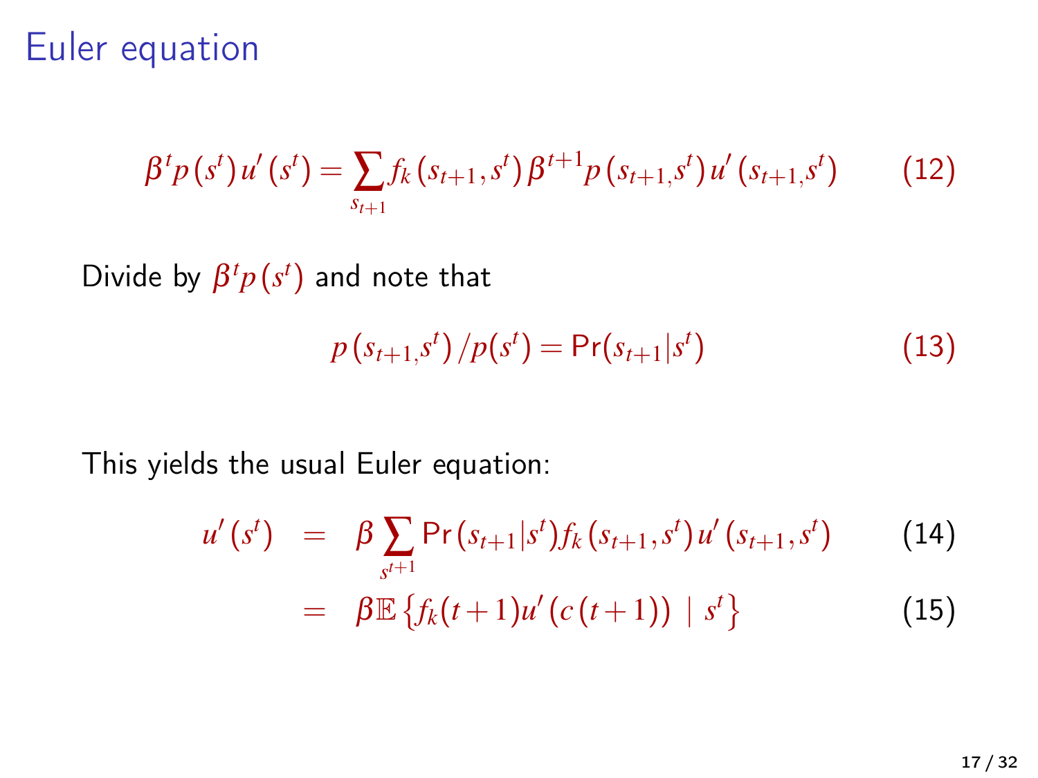# Euler equation

$$\beta^t p(s^t) u'(s^t) = \sum_{s_{t+1}} f_k(s_{t+1}, s^t) \beta^{t+1} p(s_{t+1,} s^t) u'(s_{t+1,} s^t) \tag{12}$$

Divide by $\beta^t p(s^t)$ and note that

$$p(s_{t+1,} s^t) / p(s^t) = \Pr(s_{t+1} | s^t) \tag{13}$$

This yields the usual Euler equation:

$$\begin{aligned} u'(s^t) &= \beta \sum_{s^{t+1}} \Pr(s_{t+1} | s^t) f_k(s_{t+1}, s^t) u'(s_{t+1}, s^t) && (14) \\ &= \beta \mathbb{E} \left\{ f_k(t+1) u'(c(t+1)) \mid s^t \right\} && (15) \end{aligned}$$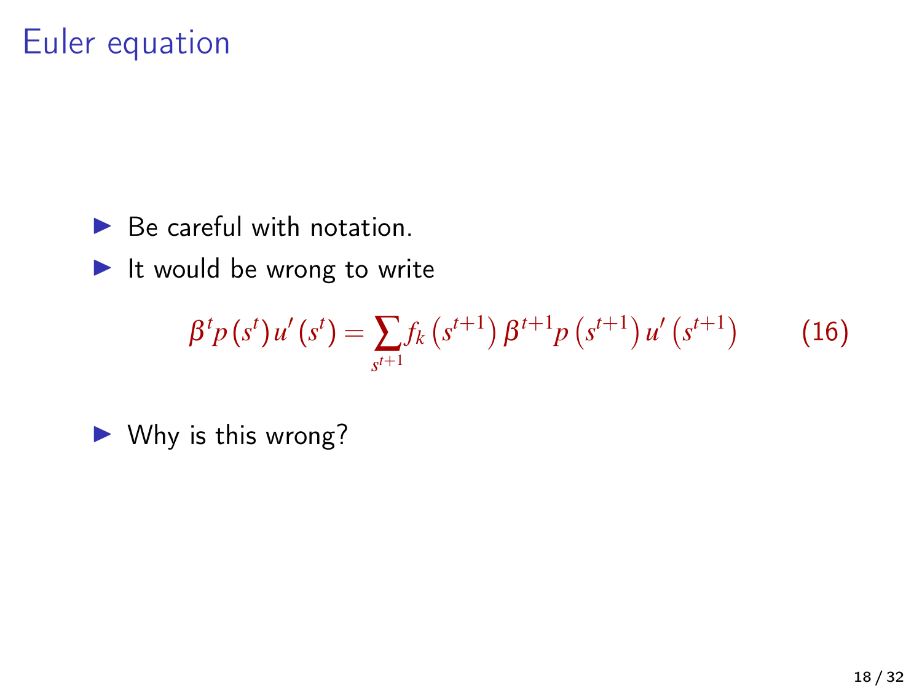# Euler equation

- Be careful with notation.
- It would be wrong to write

$$\beta^t p(s^t) u'(s^t) = \sum_{s^{t+1}} f_k\left(s^{t+1}\right) \beta^{t+1} p\left(s^{t+1}\right) u'\left(s^{t+1}\right) \qquad (16)$$

- Why is this wrong?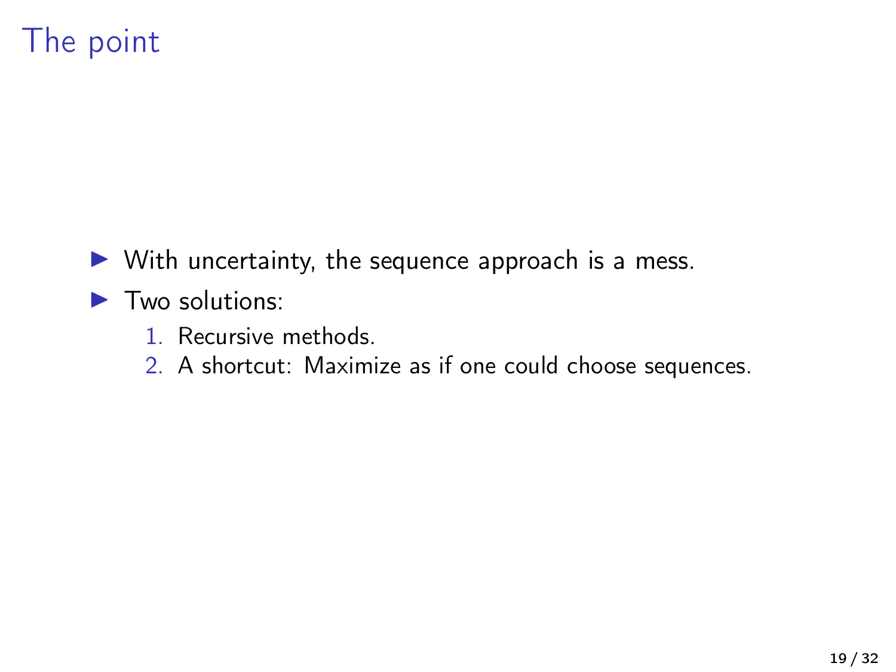# The point

- With uncertainty, the sequence approach is a mess.
- Two solutions:
  1. Recursive methods.
  2. A shortcut: Maximize as if one could choose sequences.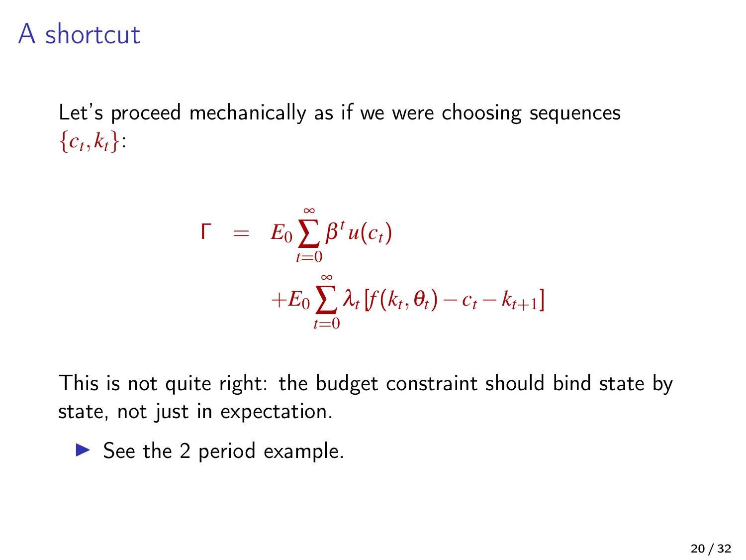# A shortcut

Let's proceed mechanically as if we were choosing sequences $\{c_t, k_t\}$:

$$
\begin{aligned}
\Gamma &= E_0 \sum_{t=0}^{\infty} \beta^t u(c_t) \\
&\quad + E_0 \sum_{t=0}^{\infty} \lambda_t \left[ f(k_t, \theta_t) - c_t - k_{t+1} \right]
\end{aligned}
$$

This is not quite right: the budget constraint should bind state by state, not just in expectation.

- See the 2 period example.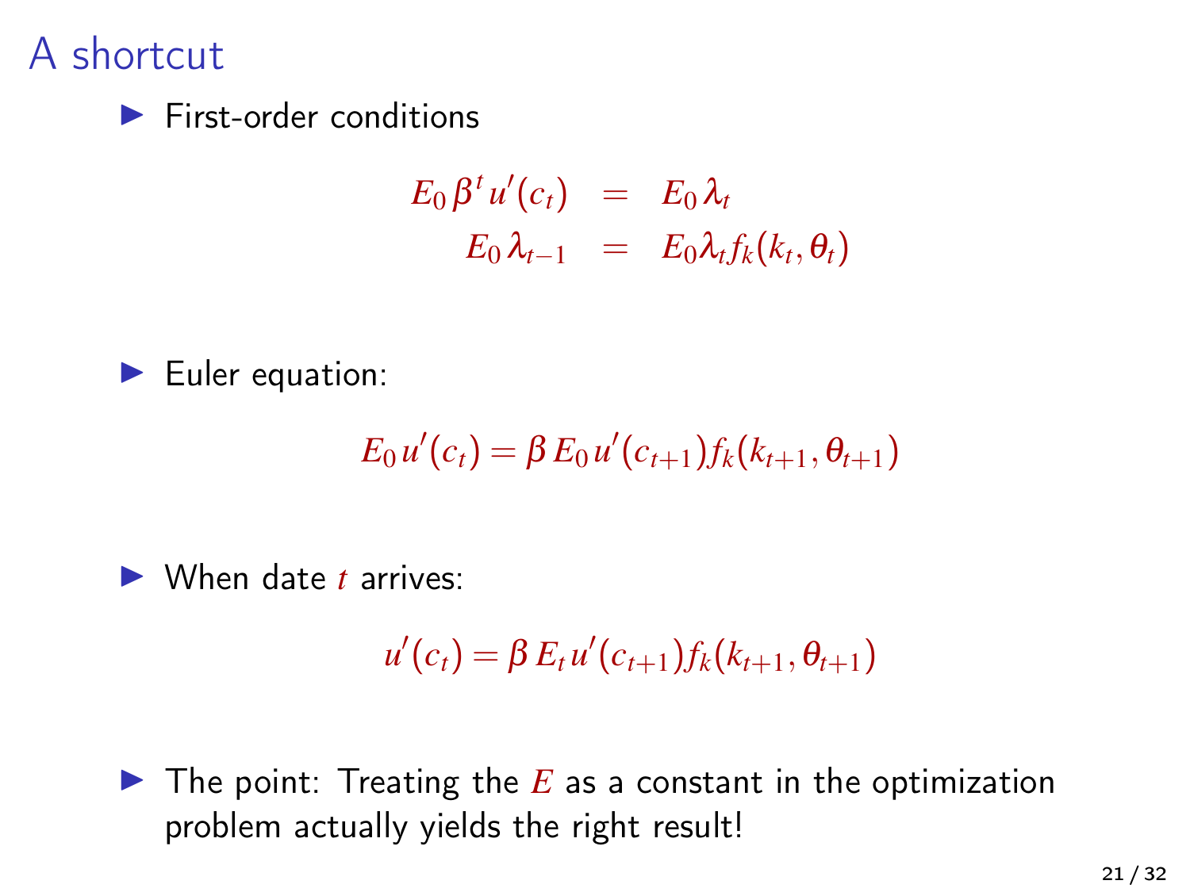# A shortcut

- First-order conditions

$$
\begin{aligned}
E_0 \beta^t u'(c_t) &= E_0 \lambda_t \\
E_0 \lambda_{t-1} &= E_0 \lambda_t f_k(k_t, \theta_t)
\end{aligned}
$$

- Euler equation:

$$E_0 u'(c_t) = \beta E_0 u'(c_{t+1}) f_k(k_{t+1}, \theta_{t+1})$$

- When date $t$ arrives:

$$u'(c_t) = \beta E_t u'(c_{t+1}) f_k(k_{t+1}, \theta_{t+1})$$

- The point: Treating the $E$ as a constant in the optimization problem actually yields the right result!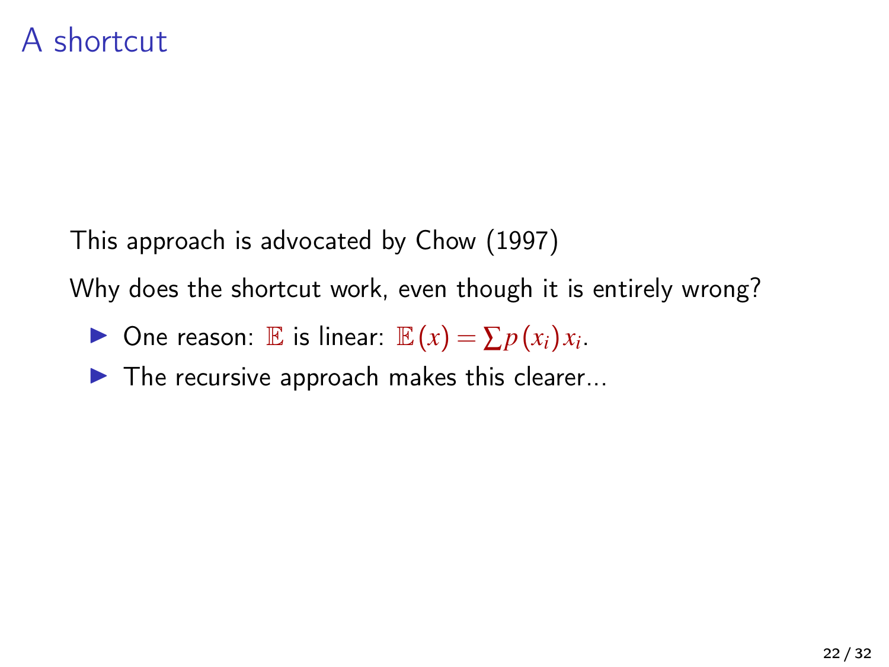# A shortcut

This approach is advocated by Chow (1997)

Why does the shortcut work, even though it is entirely wrong?

- One reason: $\mathbb{E}$ is linear: $\mathbb{E}(x) = \sum p(x_i) x_i$.
- The recursive approach makes this clearer...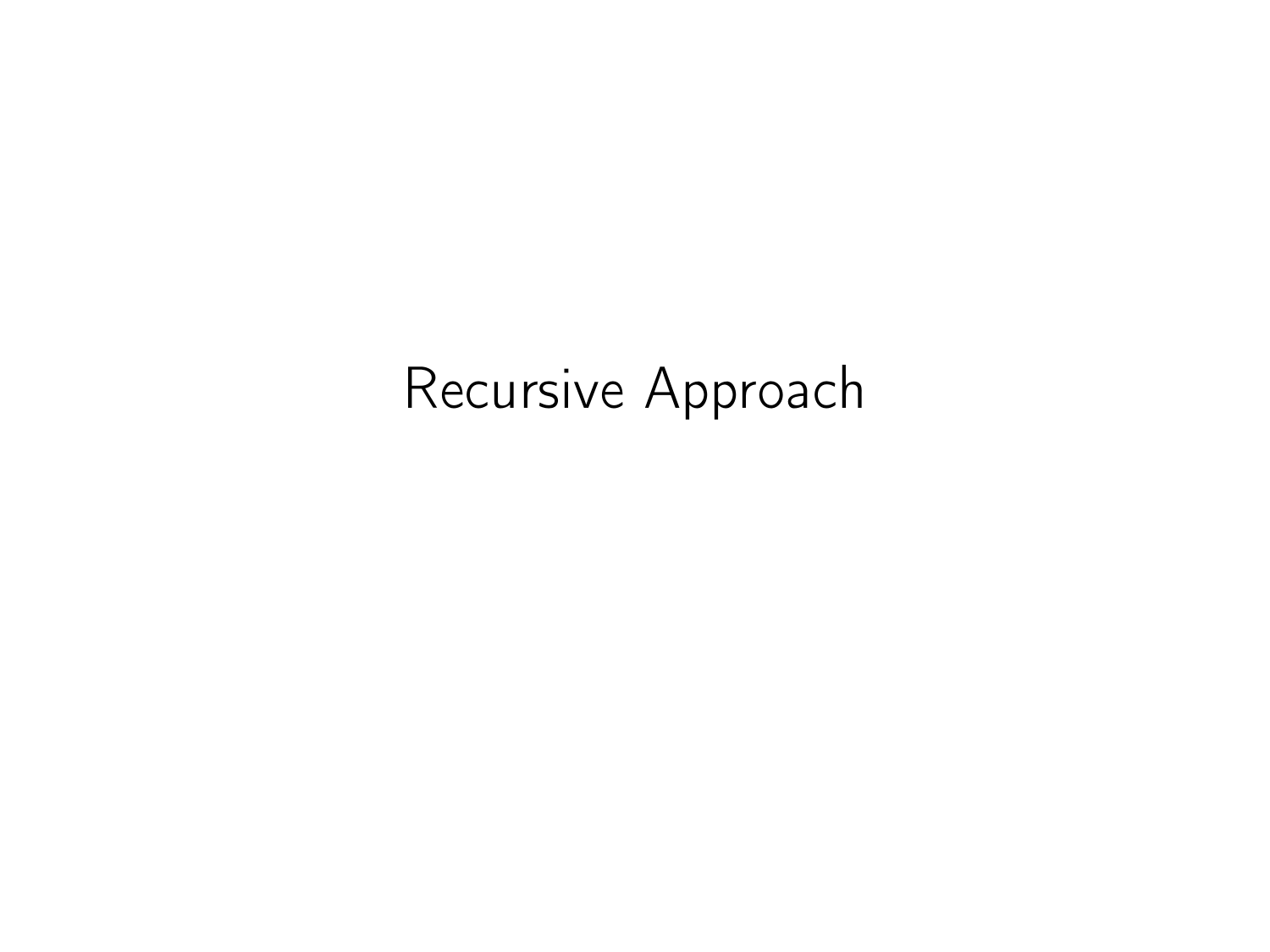# Recursive Approach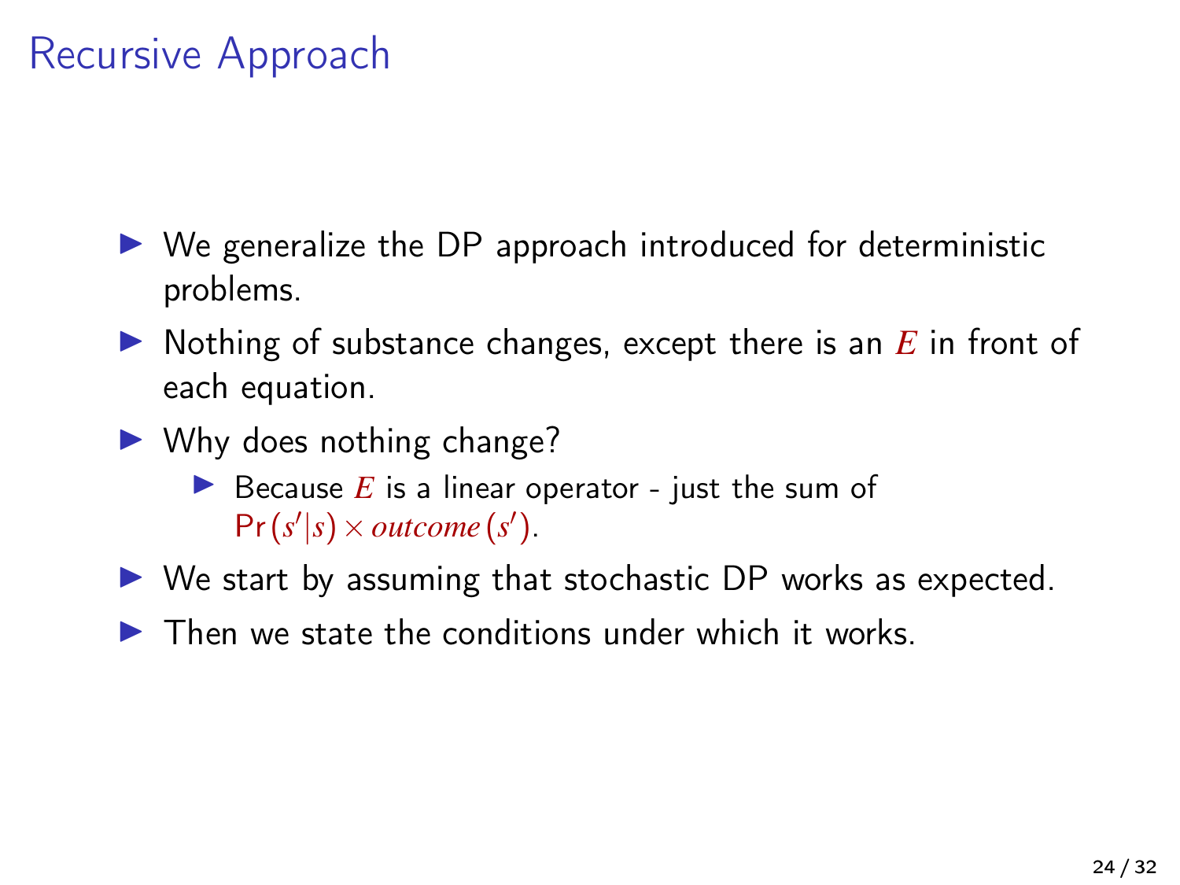# Recursive Approach

- We generalize the DP approach introduced for deterministic problems.
- Nothing of substance changes, except there is an $E$ in front of each equation.
- Why does nothing change?
  - Because $E$ is a linear operator - just the sum of $\Pr(s'|s) \times outcome(s')$.
- We start by assuming that stochastic DP works as expected.
- Then we state the conditions under which it works.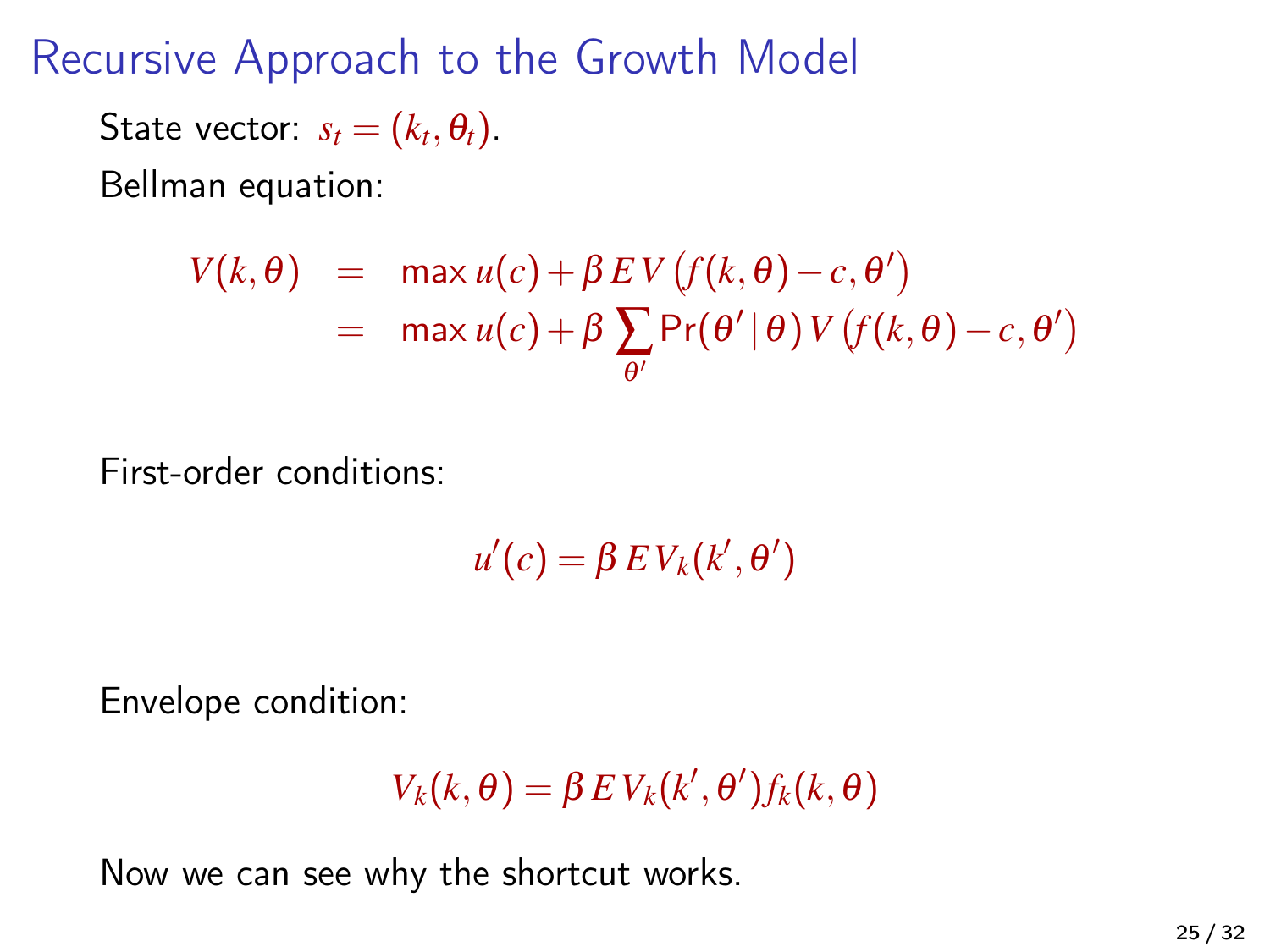# Recursive Approach to the Growth Model

State vector: $s_t = (k_t, \theta_t)$.

Bellman equation:

$$
\begin{aligned}
V(k,\theta) &= \max u(c) + \beta \, E \, V\left(f(k,\theta) - c, \theta'\right) \\
&= \max u(c) + \beta \sum_{\theta'} \Pr(\theta' \,|\, \theta) \, V\left(f(k,\theta) - c, \theta'\right)
\end{aligned}
$$

First-order conditions:

$$
u'(c) = \beta \, E \, V_k(k', \theta')
$$

Envelope condition:

$$
V_k(k,\theta) = \beta \, E \, V_k(k', \theta') f_k(k,\theta)
$$

Now we can see why the shortcut works.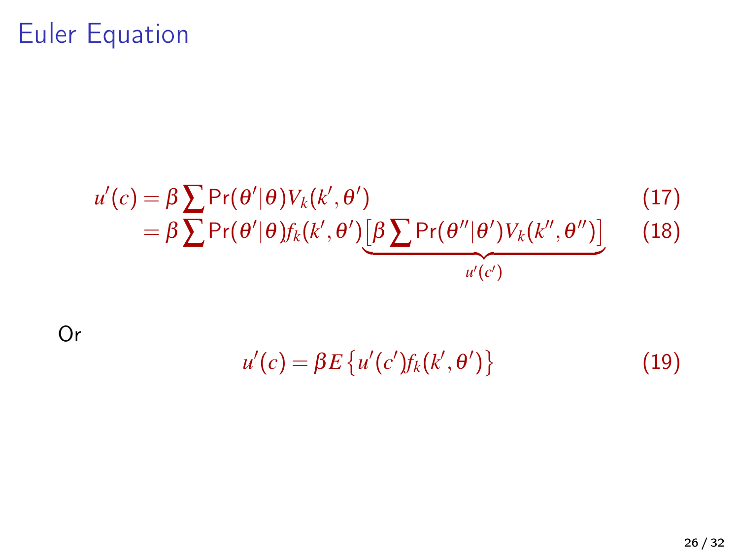# Euler Equation

$$
\begin{aligned}
u'(c) &= \beta \sum \Pr(\theta'|\theta) V_k(k', \theta') && (17) \\
&= \beta \sum \Pr(\theta'|\theta) f_k(k', \theta') \underbrace{\left[\beta \sum \Pr(\theta''|\theta') V_k(k'', \theta'')\right]}_{u'(c')} && (18)
\end{aligned}
$$

Or

$$
u'(c) = \beta E \left\{ u'(c') f_k(k', \theta') \right\} \qquad (19)
$$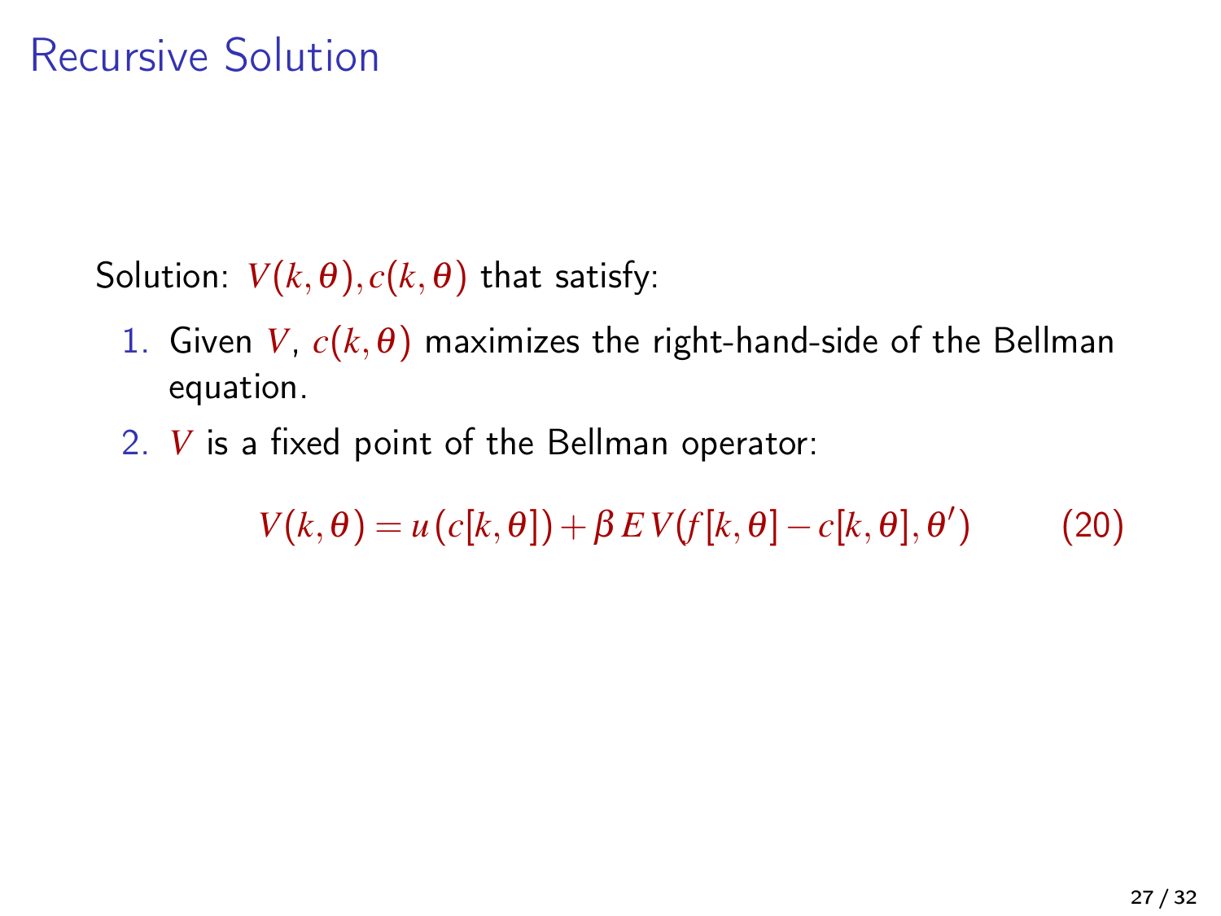# Recursive Solution

Solution: $V(k, \theta), c(k, \theta)$ that satisfy:

1. Given $V$, $c(k, \theta)$ maximizes the right-hand-side of the Bellman equation.
2. $V$ is a fixed point of the Bellman operator:

$$V(k, \theta) = u(c[k, \theta]) + \beta \, E \, V(f[k, \theta] - c[k, \theta], \theta') \qquad (20)$$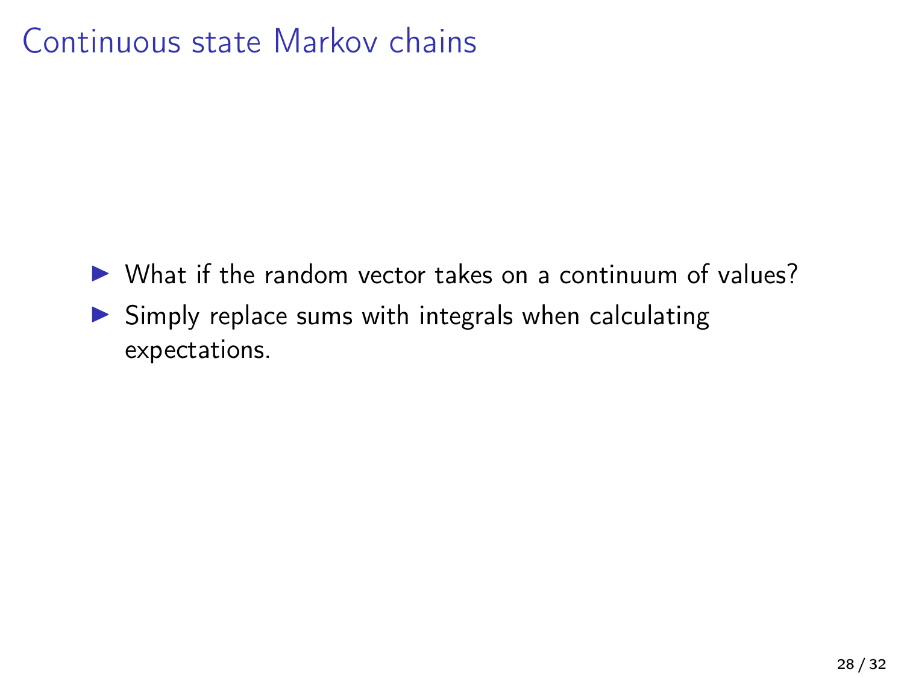# Continuous state Markov chains

- What if the random vector takes on a continuum of values?
- Simply replace sums with integrals when calculating expectations.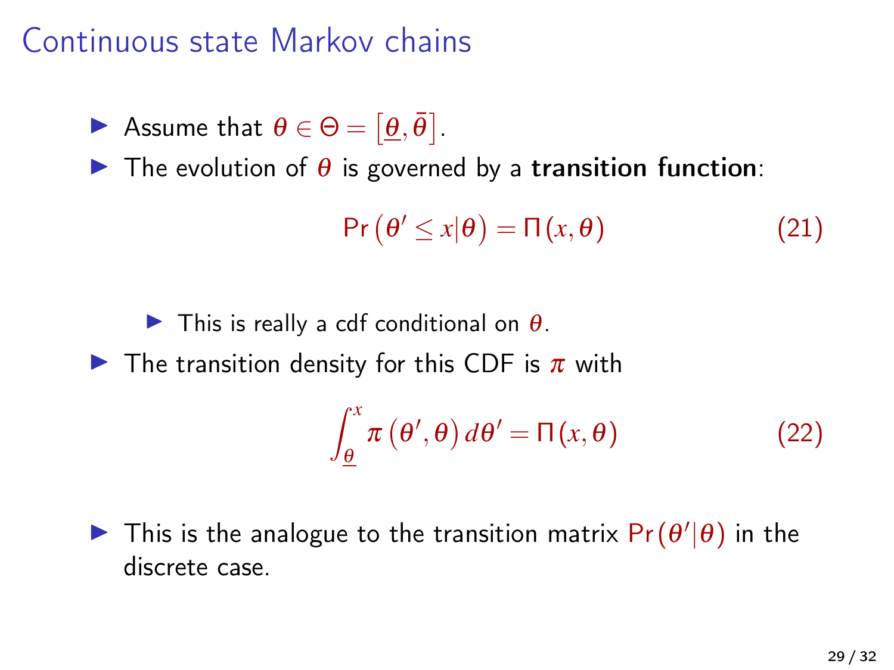# Continuous state Markov chains

- Assume that $\theta \in \Theta = \left[\underline{\theta}, \bar{\theta}\right]$.
- The evolution of $\theta$ is governed by a **transition function**:

$$\Pr\left(\theta' \leq x | \theta\right) = \Pi\left(x, \theta\right) \tag{21}$$

  - This is really a cdf conditional on $\theta$.
- The transition density for this CDF is $\pi$ with

$$\int_{\underline{\theta}}^{x} \pi\left(\theta', \theta\right) d\theta' = \Pi\left(x, \theta\right) \tag{22}$$

- This is the analogue to the transition matrix $\Pr(\theta' | \theta)$ in the discrete case.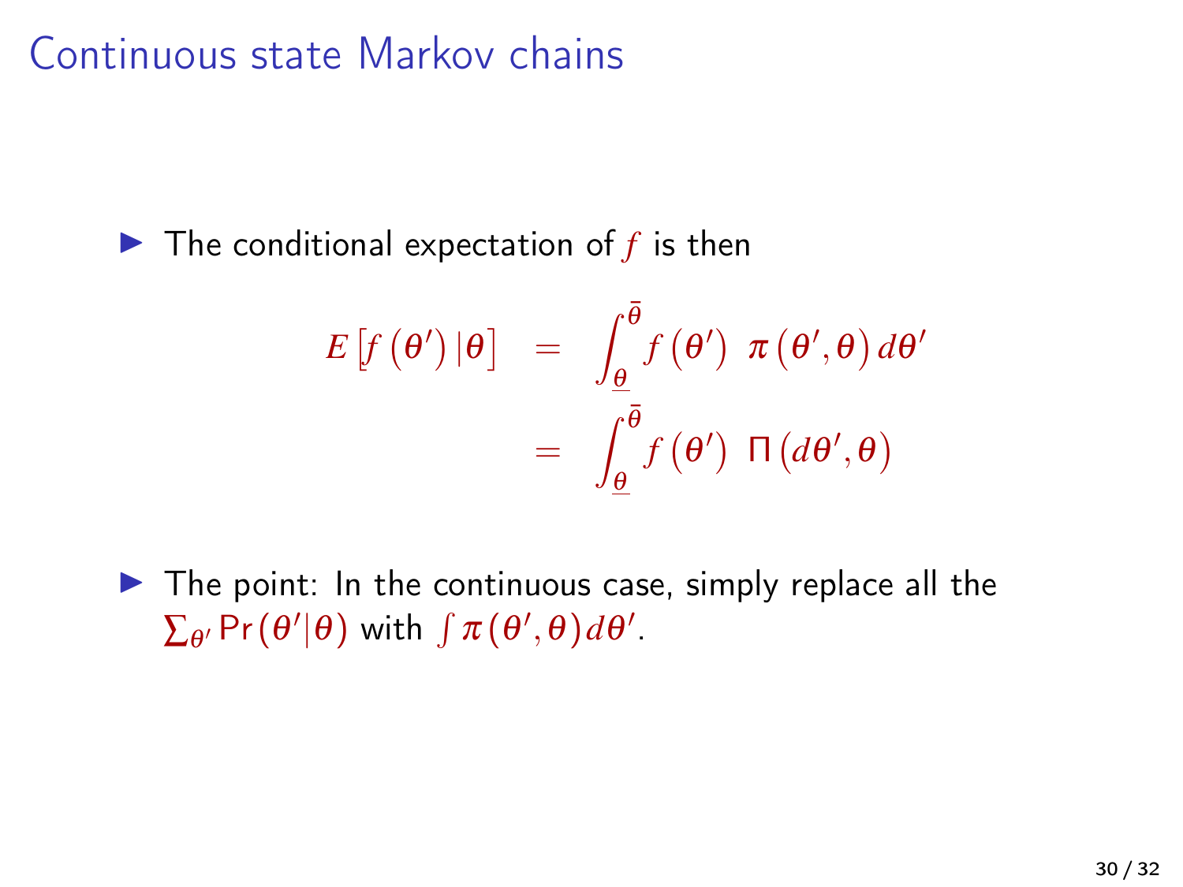# Continuous state Markov chains

- The conditional expectation of $f$ is then

$$
\begin{aligned}
E\left[f\left(\theta'\right)|\theta\right] &= \int_{\underline{\theta}}^{\bar{\theta}} f\left(\theta'\right)\ \pi\left(\theta',\theta\right) d\theta' \\
&= \int_{\underline{\theta}}^{\bar{\theta}} f\left(\theta'\right)\ \Pi\left(d\theta',\theta\right)
\end{aligned}
$$

- The point: In the continuous case, simply replace all the $\sum_{\theta'} \Pr\left(\theta'|\theta\right)$ with $\int \pi\left(\theta',\theta\right) d\theta'$.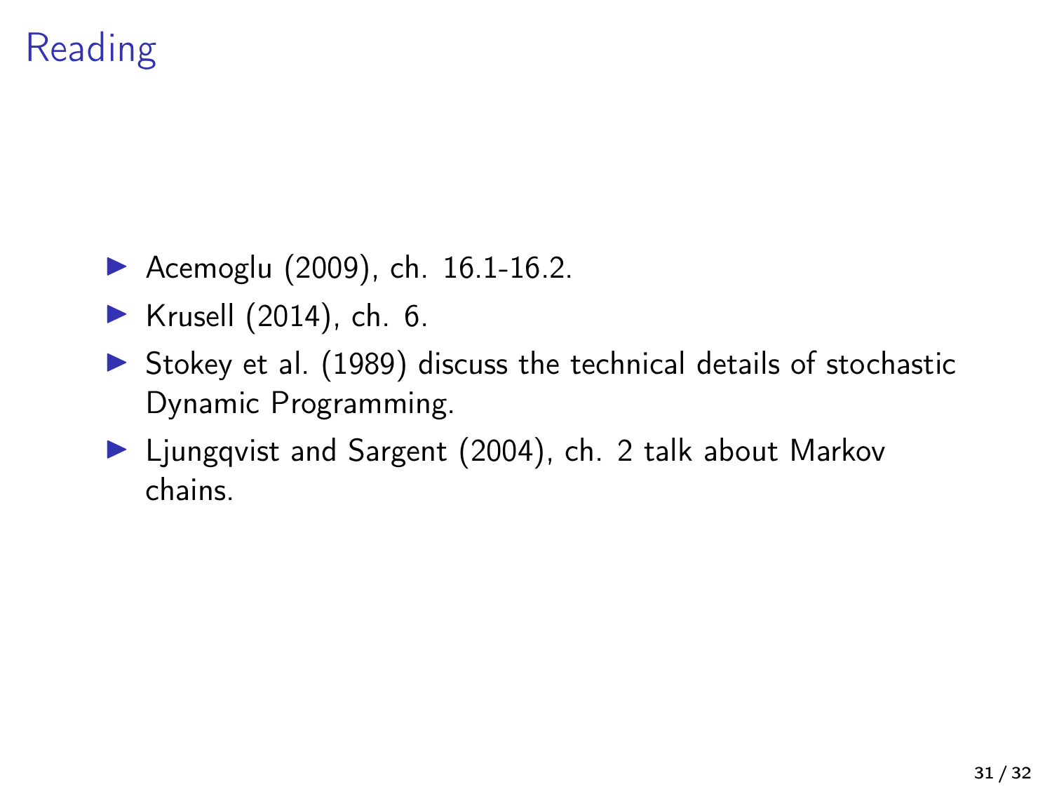# Reading

- Acemoglu (2009), ch. 16.1-16.2.
- Krusell (2014), ch. 6.
- Stokey et al. (1989) discuss the technical details of stochastic Dynamic Programming.
- Ljungqvist and Sargent (2004), ch. 2 talk about Markov chains.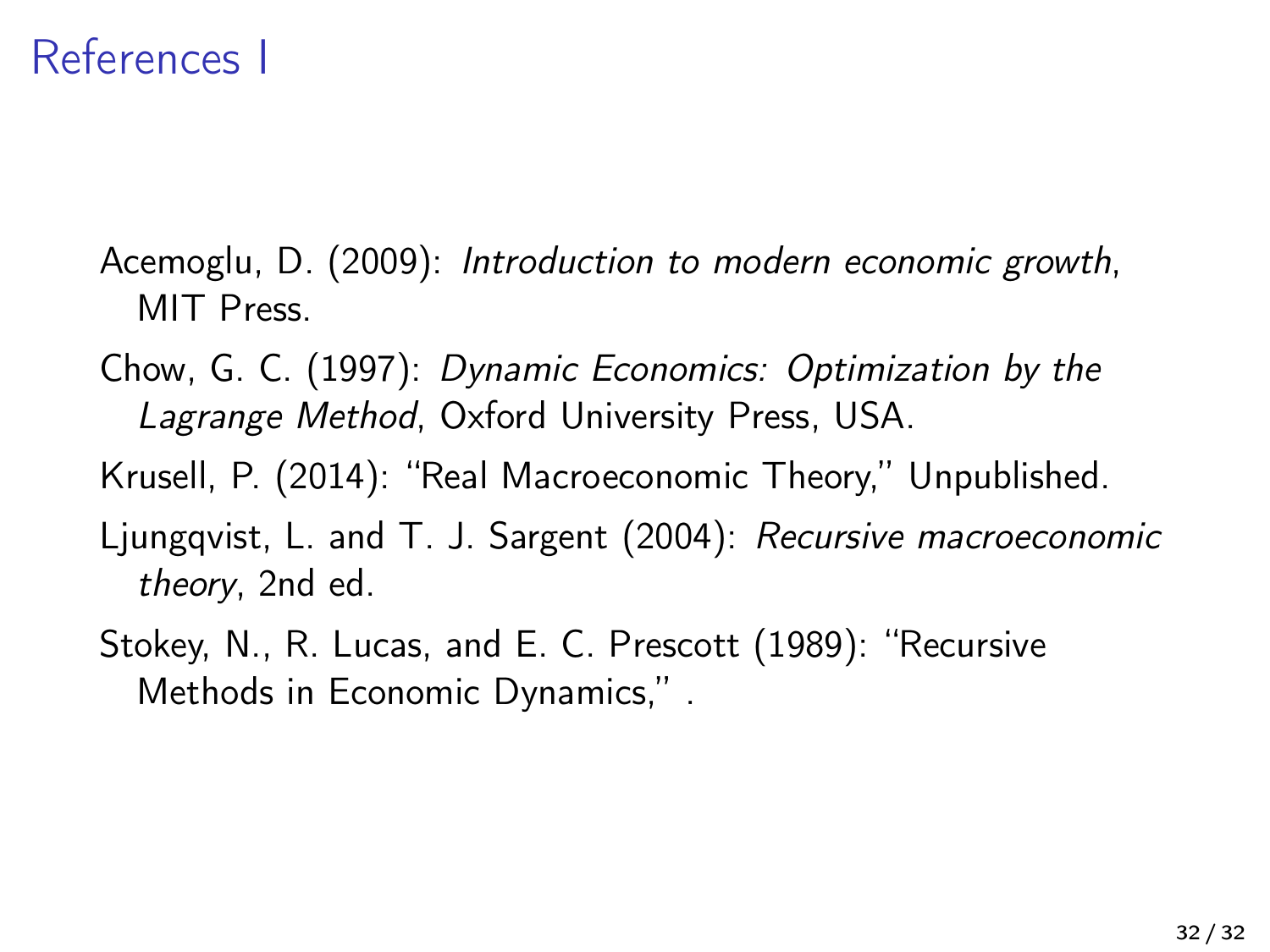# References I

Acemoglu, D. (2009): *Introduction to modern economic growth*, MIT Press.

Chow, G. C. (1997): *Dynamic Economics: Optimization by the Lagrange Method*, Oxford University Press, USA.

Krusell, P. (2014): "Real Macroeconomic Theory," Unpublished.

Ljungqvist, L. and T. J. Sargent (2004): *Recursive macroeconomic theory*, 2nd ed.

Stokey, N., R. Lucas, and E. C. Prescott (1989): "Recursive Methods in Economic Dynamics," .